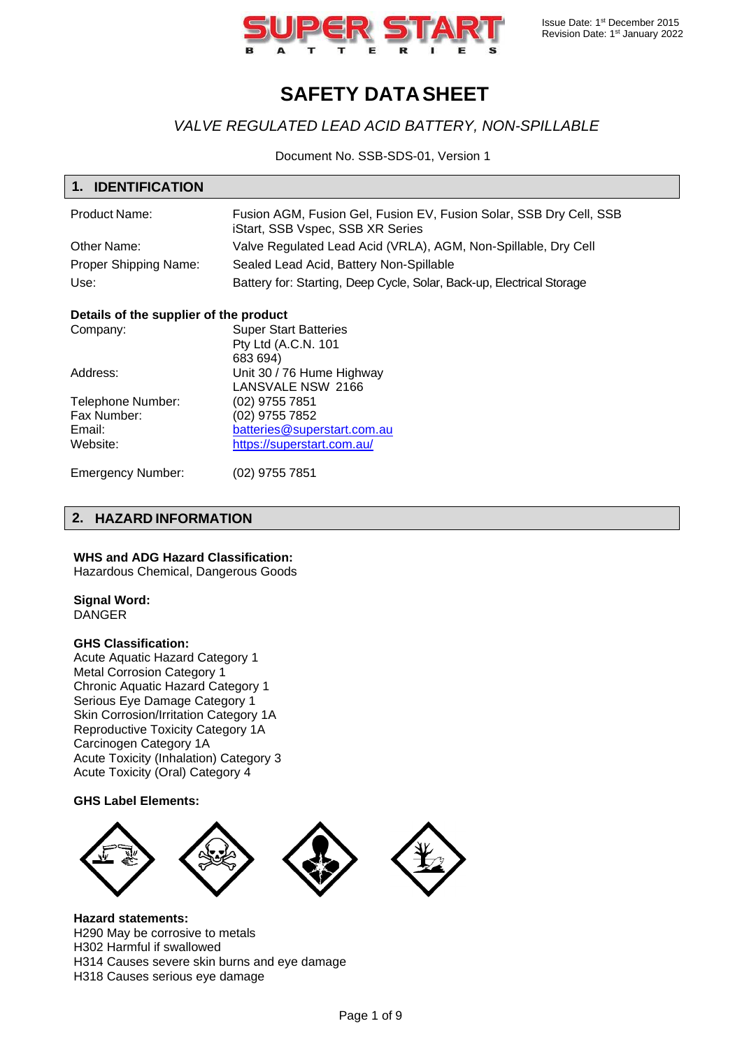Issue Date: 1st December 2015
Revision Date: 1st January 2022

# SAFETY DATA SHEET

*VALVE REGULATED LEAD ACID BATTERY, NON-SPILLABLE*

Document No. SSB-SDS-01, Version 1

## 1. IDENTIFICATION

| | |
|---|---|
| Product Name: | Fusion AGM, Fusion Gel, Fusion EV, Fusion Solar, SSB Dry Cell, SSB iStart, SSB Vspec, SSB XR Series |
| Other Name: | Valve Regulated Lead Acid (VRLA), AGM, Non-Spillable, Dry Cell |
| Proper Shipping Name: | Sealed Lead Acid, Battery Non-Spillable |
| Use: | Battery for: Starting, Deep Cycle, Solar, Back-up, Electrical Storage |

**Details of the supplier of the product**

| | |
|---|---|
| Company: | Super Start Batteries Pty Ltd (A.C.N. 101 683 694) |
| Address: | Unit 30 / 76 Hume Highway LANSVALE NSW 2166 |
| Telephone Number: | (02) 9755 7851 |
| Fax Number: | (02) 9755 7852 |
| Email: | batteries@superstart.com.au |
| Website: | https://superstart.com.au/ |
| Emergency Number: | (02) 9755 7851 |

## 2. HAZARD INFORMATION

**WHS and ADG Hazard Classification:**
Hazardous Chemical, Dangerous Goods

**Signal Word:**
DANGER

**GHS Classification:**
Acute Aquatic Hazard Category 1
Metal Corrosion Category 1
Chronic Aquatic Hazard Category 1
Serious Eye Damage Category 1
Skin Corrosion/Irritation Category 1A
Reproductive Toxicity Category 1A
Carcinogen Category 1A
Acute Toxicity (Inhalation) Category 3
Acute Toxicity (Oral) Category 4

**GHS Label Elements:**

**Hazard statements:**
H290 May be corrosive to metals
H302 Harmful if swallowed
H314 Causes severe skin burns and eye damage
H318 Causes serious eye damage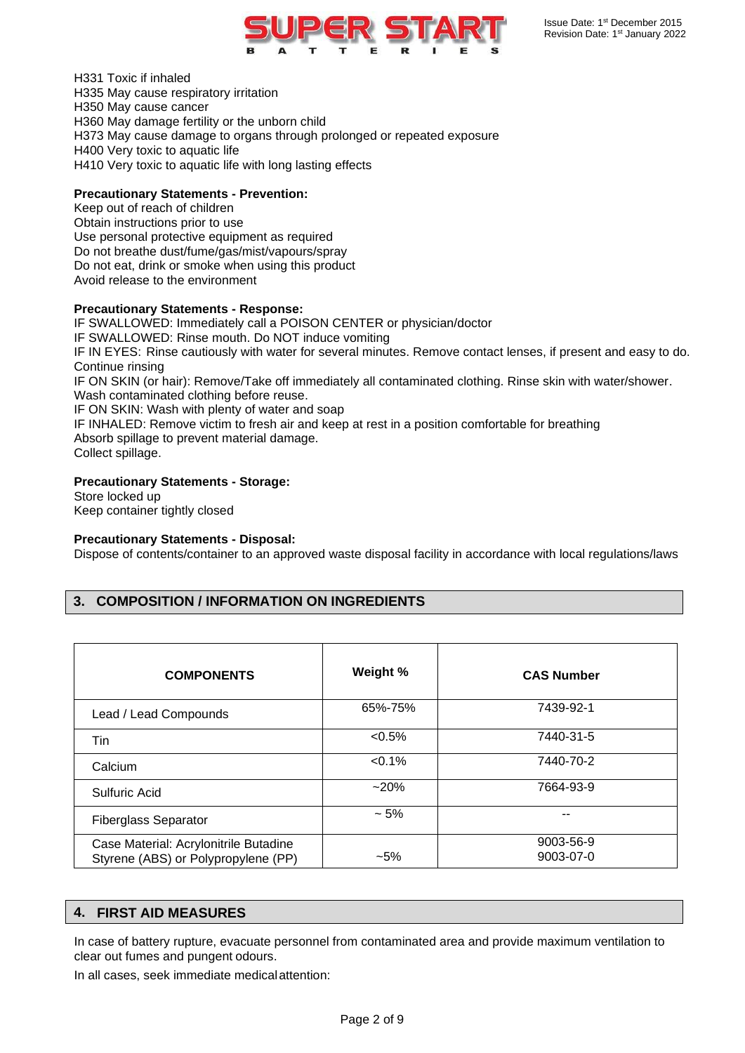H331 Toxic if inhaled
H335 May cause respiratory irritation
H350 May cause cancer
H360 May damage fertility or the unborn child
H373 May cause damage to organs through prolonged or repeated exposure
H400 Very toxic to aquatic life
H410 Very toxic to aquatic life with long lasting effects

**Precautionary Statements - Prevention:**
Keep out of reach of children
Obtain instructions prior to use
Use personal protective equipment as required
Do not breathe dust/fume/gas/mist/vapours/spray
Do not eat, drink or smoke when using this product
Avoid release to the environment

**Precautionary Statements - Response:**
IF SWALLOWED: Immediately call a POISON CENTER or physician/doctor
IF SWALLOWED: Rinse mouth. Do NOT induce vomiting
IF IN EYES: Rinse cautiously with water for several minutes. Remove contact lenses, if present and easy to do. Continue rinsing
IF ON SKIN (or hair): Remove/Take off immediately all contaminated clothing. Rinse skin with water/shower. Wash contaminated clothing before reuse.
IF ON SKIN: Wash with plenty of water and soap
IF INHALED: Remove victim to fresh air and keep at rest in a position comfortable for breathing
Absorb spillage to prevent material damage.
Collect spillage.

**Precautionary Statements - Storage:**
Store locked up
Keep container tightly closed

**Precautionary Statements - Disposal:**
Dispose of contents/container to an approved waste disposal facility in accordance with local regulations/laws

## 3. COMPOSITION / INFORMATION ON INGREDIENTS

| COMPONENTS | Weight % | CAS Number |
|---|---|---|
| Lead / Lead Compounds | 65%-75% | 7439-92-1 |
| Tin | <0.5% | 7440-31-5 |
| Calcium | <0.1% | 7440-70-2 |
| Sulfuric Acid | ~20% | 7664-93-9 |
| Fiberglass Separator | ~ 5% | -- |
| Case Material: Acrylonitrile Butadine Styrene (ABS) or Polypropylene (PP) | ~5% | 9003-56-9<br>9003-07-0 |

## 4. FIRST AID MEASURES

In case of battery rupture, evacuate personnel from contaminated area and provide maximum ventilation to clear out fumes and pungent odours.

In all cases, seek immediate medical attention: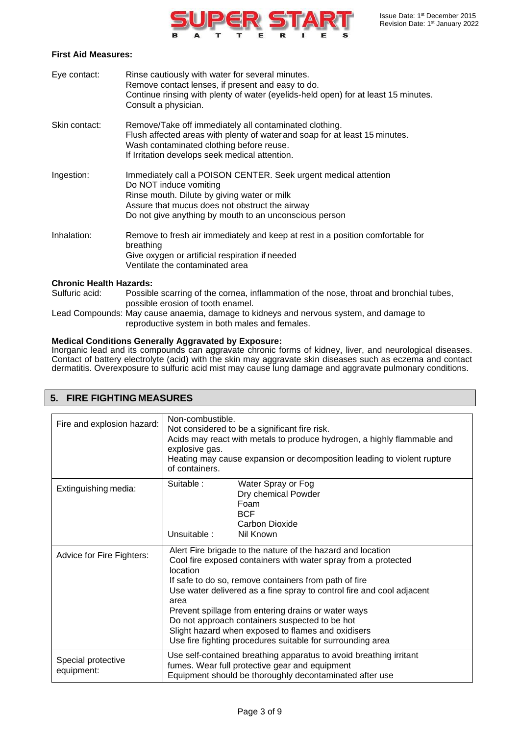### First Aid Measures:

| | |
|---|---|
| Eye contact: | Rinse cautiously with water for several minutes.<br>Remove contact lenses, if present and easy to do.<br>Continue rinsing with plenty of water (eyelids-held open) for at least 15 minutes.<br>Consult a physician. |
| Skin contact: | Remove/Take off immediately all contaminated clothing.<br>Flush affected areas with plenty of water and soap for at least 15 minutes.<br>Wash contaminated clothing before reuse.<br>If Irritation develops seek medical attention. |
| Ingestion: | Immediately call a POISON CENTER. Seek urgent medical attention<br>Do NOT induce vomiting<br>Rinse mouth. Dilute by giving water or milk<br>Assure that mucus does not obstruct the airway<br>Do not give anything by mouth to an unconscious person |
| Inhalation: | Remove to fresh air immediately and keep at rest in a position comfortable for breathing<br>Give oxygen or artificial respiration if needed<br>Ventilate the contaminated area |

### Chronic Health Hazards:

Sulfuric acid: Possible scarring of the cornea, inflammation of the nose, throat and bronchial tubes, possible erosion of tooth enamel.

Lead Compounds: May cause anaemia, damage to kidneys and nervous system, and damage to reproductive system in both males and females.

### Medical Conditions Generally Aggravated by Exposure:

Inorganic lead and its compounds can aggravate chronic forms of kidney, liver, and neurological diseases. Contact of battery electrolyte (acid) with the skin may aggravate skin diseases such as eczema and contact dermatitis. Overexposure to sulfuric acid mist may cause lung damage and aggravate pulmonary conditions.

## 5. FIRE FIGHTING MEASURES

| | |
|---|---|
| Fire and explosion hazard: | Non-combustible.<br>Not considered to be a significant fire risk.<br>Acids may react with metals to produce hydrogen, a highly flammable and explosive gas.<br>Heating may cause expansion or decomposition leading to violent rupture of containers. |
| Extinguishing media: | Suitable : Water Spray or Fog<br>Dry chemical Powder<br>Foam<br>BCF<br>Carbon Dioxide<br>Unsuitable : Nil Known |
| Advice for Fire Fighters: | Alert Fire brigade to the nature of the hazard and location<br>Cool fire exposed containers with water spray from a protected location<br>If safe to do so, remove containers from path of fire<br>Use water delivered as a fine spray to control fire and cool adjacent area<br>Prevent spillage from entering drains or water ways<br>Do not approach containers suspected to be hot<br>Slight hazard when exposed to flames and oxidisers<br>Use fire fighting procedures suitable for surrounding area |
| Special protective equipment: | Use self-contained breathing apparatus to avoid breathing irritant fumes. Wear full protective gear and equipment<br>Equipment should be thoroughly decontaminated after use |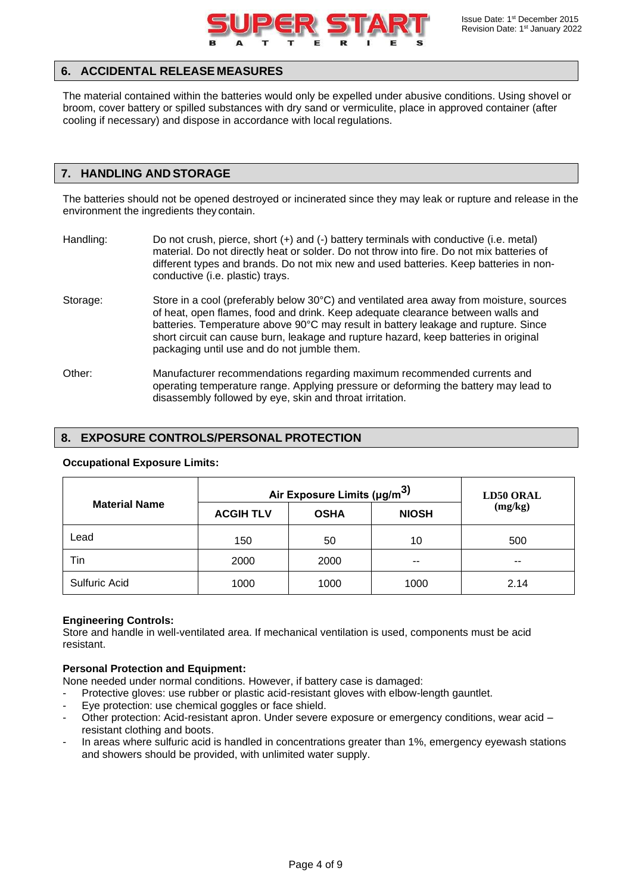## 6. ACCIDENTAL RELEASE MEASURES

The material contained within the batteries would only be expelled under abusive conditions. Using shovel or broom, cover battery or spilled substances with dry sand or vermiculite, place in approved container (after cooling if necessary) and dispose in accordance with local regulations.

## 7. HANDLING AND STORAGE

The batteries should not be opened destroyed or incinerated since they may leak or rupture and release in the environment the ingredients they contain.

Handling: Do not crush, pierce, short (+) and (-) battery terminals with conductive (i.e. metal) material. Do not directly heat or solder. Do not throw into fire. Do not mix batteries of different types and brands. Do not mix new and used batteries. Keep batteries in non-conductive (i.e. plastic) trays.

Storage: Store in a cool (preferably below 30°C) and ventilated area away from moisture, sources of heat, open flames, food and drink. Keep adequate clearance between walls and batteries. Temperature above 90°C may result in battery leakage and rupture. Since short circuit can cause burn, leakage and rupture hazard, keep batteries in original packaging until use and do not jumble them.

Other: Manufacturer recommendations regarding maximum recommended currents and operating temperature range. Applying pressure or deforming the battery may lead to disassembly followed by eye, skin and throat irritation.

## 8. EXPOSURE CONTROLS/PERSONAL PROTECTION

**Occupational Exposure Limits:**

| Material Name | Air Exposure Limits (µg/m$^3$) | | | LD50 ORAL (mg/kg) |
|---|---|---|---|---|
| | ACGIH TLV | OSHA | NIOSH | |
| Lead | 150 | 50 | 10 | 500 |
| Tin | 2000 | 2000 | -- | -- |
| Sulfuric Acid | 1000 | 1000 | 1000 | 2.14 |

**Engineering Controls:**
Store and handle in well-ventilated area. If mechanical ventilation is used, components must be acid resistant.

**Personal Protection and Equipment:**
None needed under normal conditions. However, if battery case is damaged:

- Protective gloves: use rubber or plastic acid-resistant gloves with elbow-length gauntlet.
- Eye protection: use chemical goggles or face shield.
- Other protection: Acid-resistant apron. Under severe exposure or emergency conditions, wear acid – resistant clothing and boots.
- In areas where sulfuric acid is handled in concentrations greater than 1%, emergency eyewash stations and showers should be provided, with unlimited water supply.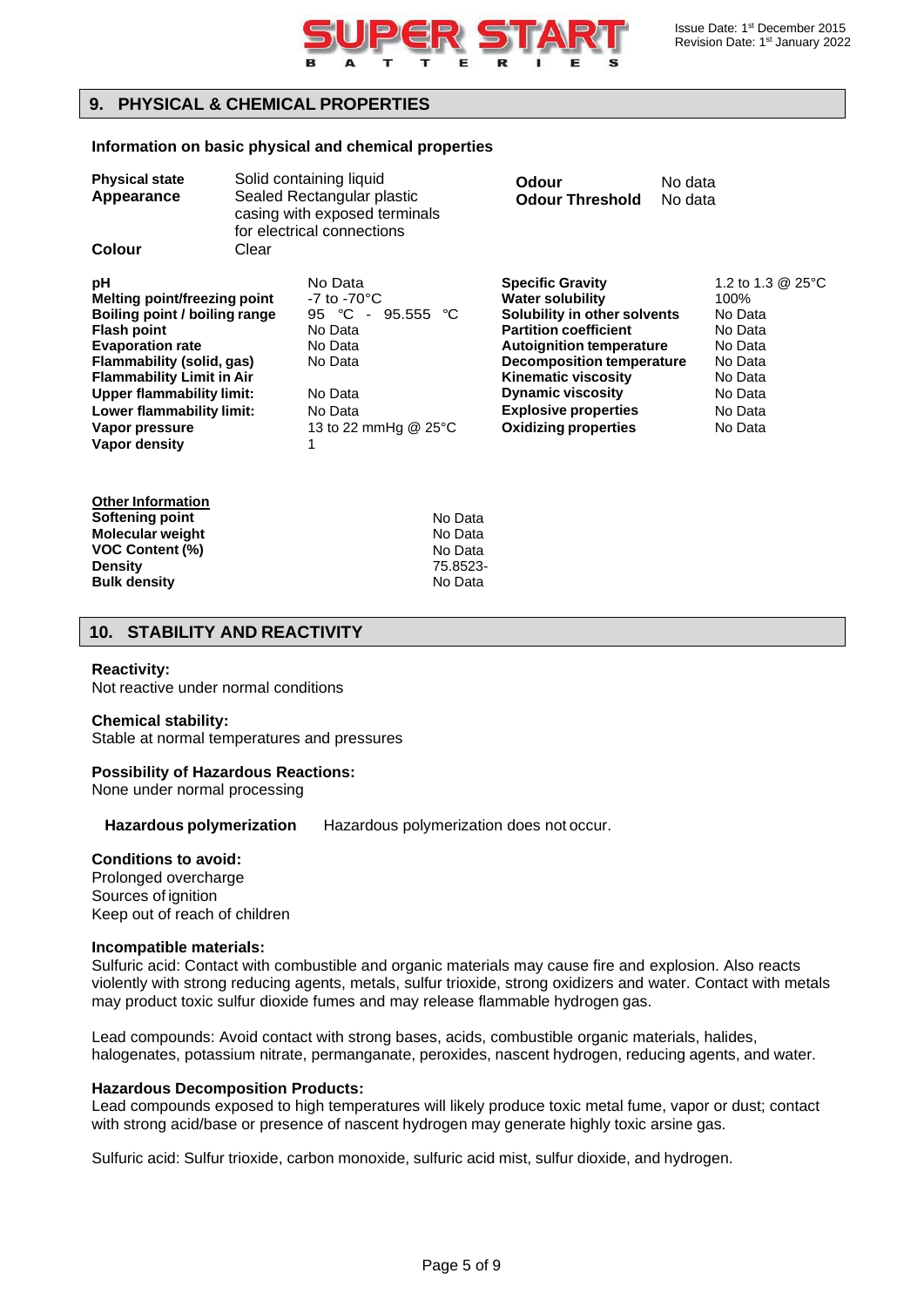## 9. PHYSICAL & CHEMICAL PROPERTIES

**Information on basic physical and chemical properties**

| | |
|---|---|
| **Physical state** | Solid containing liquid |
| **Appearance** | Sealed Rectangular plastic casing with exposed terminals for electrical connections |
| **Colour** | Clear |
| **Odour** | No data |
| **Odour Threshold** | No data |

| | | | |
|---|---|---|---|
| **pH** | No Data | **Specific Gravity** | 1.2 to 1.3 @ 25°C |
| **Melting point/freezing point** | -7 to -70°C | **Water solubility** | 100% |
| **Boiling point / boiling range** | 95 °C - 95.555 °C | **Solubility in other solvents** | No Data |
| **Flash point** | No Data | **Partition coefficient** | No Data |
| **Evaporation rate** | No Data | **Autoignition temperature** | No Data |
| **Flammability (solid, gas)** | No Data | **Decomposition temperature** | No Data |
| **Flammability Limit in Air** | | **Kinematic viscosity** | No Data |
| **Upper flammability limit:** | No Data | **Dynamic viscosity** | No Data |
| **Lower flammability limit:** | No Data | **Explosive properties** | No Data |
| **Vapor pressure** | 13 to 22 mmHg @ 25°C | **Oxidizing properties** | No Data |
| **Vapor density** | 1 | | |

**Other Information**

| | |
|---|---|
| **Softening point** | No Data |
| **Molecular weight** | No Data |
| **VOC Content (%)** | No Data |
| **Density** | 75.8523- |
| **Bulk density** | No Data |

## 10. STABILITY AND REACTIVITY

**Reactivity:**
Not reactive under normal conditions

**Chemical stability:**
Stable at normal temperatures and pressures

**Possibility of Hazardous Reactions:**
None under normal processing

**Hazardous polymerization** Hazardous polymerization does not occur.

**Conditions to avoid:**
Prolonged overcharge
Sources of ignition
Keep out of reach of children

**Incompatible materials:**
Sulfuric acid: Contact with combustible and organic materials may cause fire and explosion. Also reacts violently with strong reducing agents, metals, sulfur trioxide, strong oxidizers and water. Contact with metals may product toxic sulfur dioxide fumes and may release flammable hydrogen gas.

Lead compounds: Avoid contact with strong bases, acids, combustible organic materials, halides, halogenates, potassium nitrate, permanganate, peroxides, nascent hydrogen, reducing agents, and water.

**Hazardous Decomposition Products:**
Lead compounds exposed to high temperatures will likely produce toxic metal fume, vapor or dust; contact with strong acid/base or presence of nascent hydrogen may generate highly toxic arsine gas.

Sulfuric acid: Sulfur trioxide, carbon monoxide, sulfuric acid mist, sulfur dioxide, and hydrogen.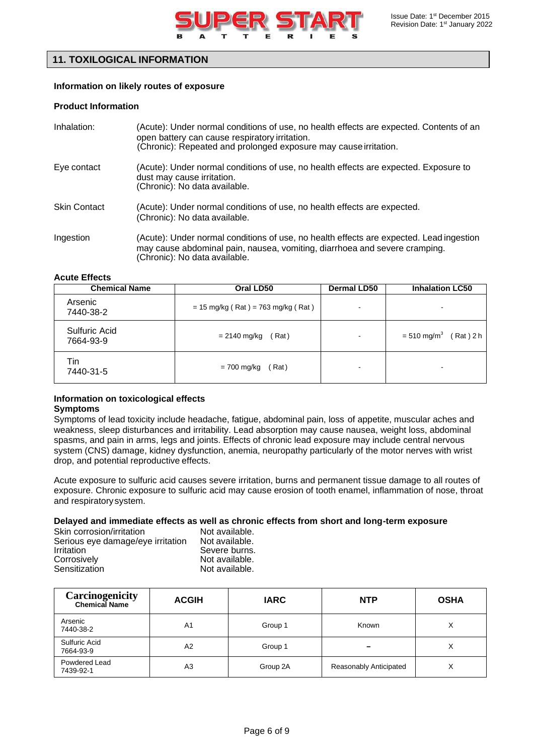## 11. TOXILOGICAL INFORMATION

**Information on likely routes of exposure**

**Product Information**

| | |
|---|---|
| Inhalation: | (Acute): Under normal conditions of use, no health effects are expected. Contents of an open battery can cause respiratory irritation.<br>(Chronic): Repeated and prolonged exposure may cause irritation. |
| Eye contact | (Acute): Under normal conditions of use, no health effects are expected. Exposure to dust may cause irritation.<br>(Chronic): No data available. |
| Skin Contact | (Acute): Under normal conditions of use, no health effects are expected.<br>(Chronic): No data available. |
| Ingestion | (Acute): Under normal conditions of use, no health effects are expected. Lead ingestion may cause abdominal pain, nausea, vomiting, diarrhoea and severe cramping.<br>(Chronic): No data available. |

**Acute Effects**

| Chemical Name | Oral LD50 | Dermal LD50 | Inhalation LC50 |
|---|---|---|---|
| Arsenic 7440-38-2 | = 15 mg/kg ( Rat ) = 763 mg/kg ( Rat ) | - | - |
| Sulfuric Acid 7664-93-9 | = 2140 mg/kg ( Rat ) | - | = 510 mg/m$^3$ ( Rat ) 2 h |
| Tin 7440-31-5 | = 700 mg/kg ( Rat ) | - | - |

**Information on toxicological effects**

**Symptoms**

Symptoms of lead toxicity include headache, fatigue, abdominal pain, loss of appetite, muscular aches and weakness, sleep disturbances and irritability. Lead absorption may cause nausea, weight loss, abdominal spasms, and pain in arms, legs and joints. Effects of chronic lead exposure may include central nervous system (CNS) damage, kidney dysfunction, anemia, neuropathy particularly of the motor nerves with wrist drop, and potential reproductive effects.

Acute exposure to sulfuric acid causes severe irritation, burns and permanent tissue damage to all routes of exposure. Chronic exposure to sulfuric acid may cause erosion of tooth enamel, inflammation of nose, throat and respiratory system.

**Delayed and immediate effects as well as chronic effects from short and long-term exposure**

| | |
|---|---|
| Skin corrosion/irritation | Not available. |
| Serious eye damage/eye irritation | Not available. |
| Irritation | Severe burns. |
| Corrosively | Not available. |
| Sensitization | Not available. |

| Carcinogenicity Chemical Name | ACGIH | IARC | NTP | OSHA |
|---|---|---|---|---|
| Arsenic 7440-38-2 | A1 | Group 1 | Known | X |
| Sulfuric Acid 7664-93-9 | A2 | Group 1 | – | X |
| Powdered Lead 7439-92-1 | A3 | Group 2A | Reasonably Anticipated | X |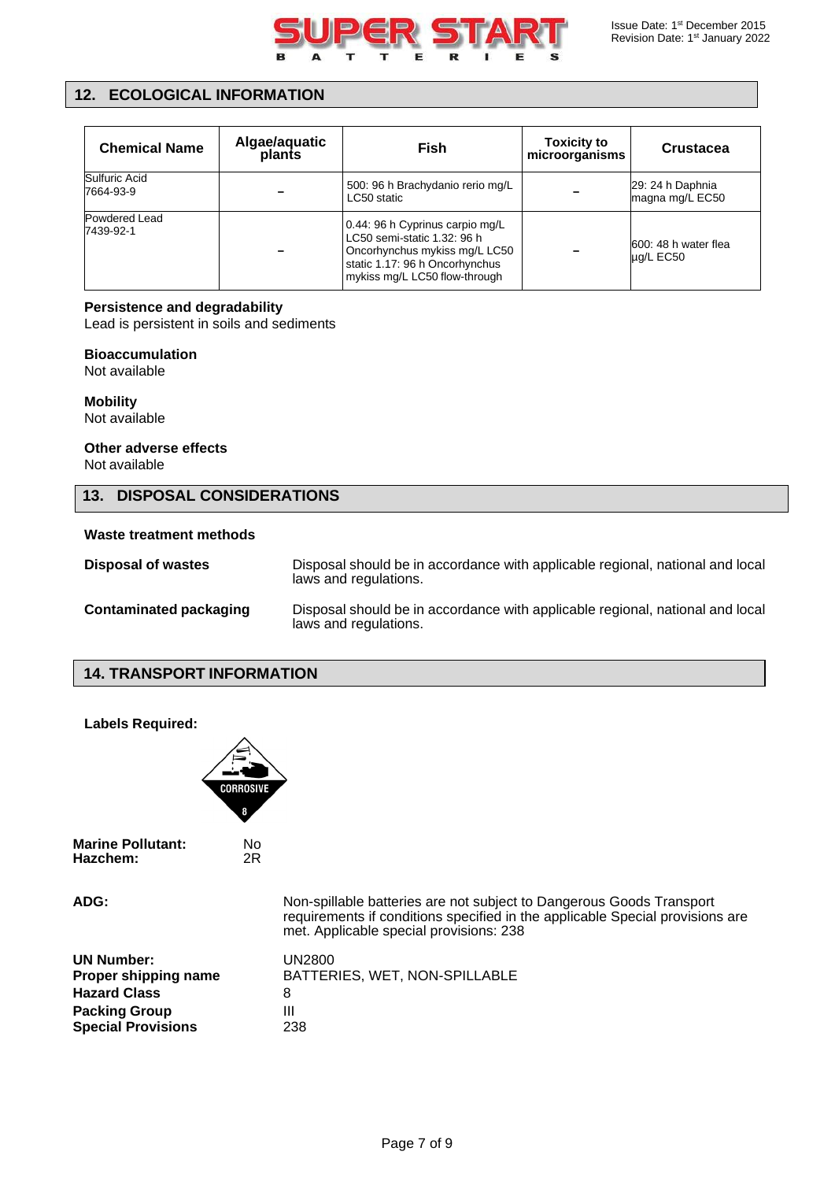## 12. ECOLOGICAL INFORMATION

| Chemical Name | Algae/aquatic plants | Fish | Toxicity to microorganisms | Crustacea |
|---|---|---|---|---|
| Sulfuric Acid 7664-93-9 | – | 500: 96 h Brachydanio rerio mg/L LC50 static | – | 29: 24 h Daphnia magna mg/L EC50 |
| Powdered Lead 7439-92-1 | – | 0.44: 96 h Cyprinus carpio mg/L LC50 semi-static 1.32: 96 h Oncorhynchus mykiss mg/L LC50 static 1.17: 96 h Oncorhynchus mykiss mg/L LC50 flow-through | – | 600: 48 h water flea µg/L EC50 |

**Persistence and degradability**
Lead is persistent in soils and sediments

**Bioaccumulation**
Not available

**Mobility**
Not available

**Other adverse effects**
Not available

## 13. DISPOSAL CONSIDERATIONS

**Waste treatment methods**

**Disposal of wastes** Disposal should be in accordance with applicable regional, national and local laws and regulations.

**Contaminated packaging** Disposal should be in accordance with applicable regional, national and local laws and regulations.

## 14. TRANSPORT INFORMATION

**Labels Required:**

CORROSIVE 8

**Marine Pollutant:** No
**Hazchem:** 2R

**ADG:** Non-spillable batteries are not subject to Dangerous Goods Transport requirements if conditions specified in the applicable Special provisions are met. Applicable special provisions: 238

**UN Number:** UN2800
**Proper shipping name** BATTERIES, WET, NON-SPILLABLE
**Hazard Class** 8
**Packing Group** III
**Special Provisions** 238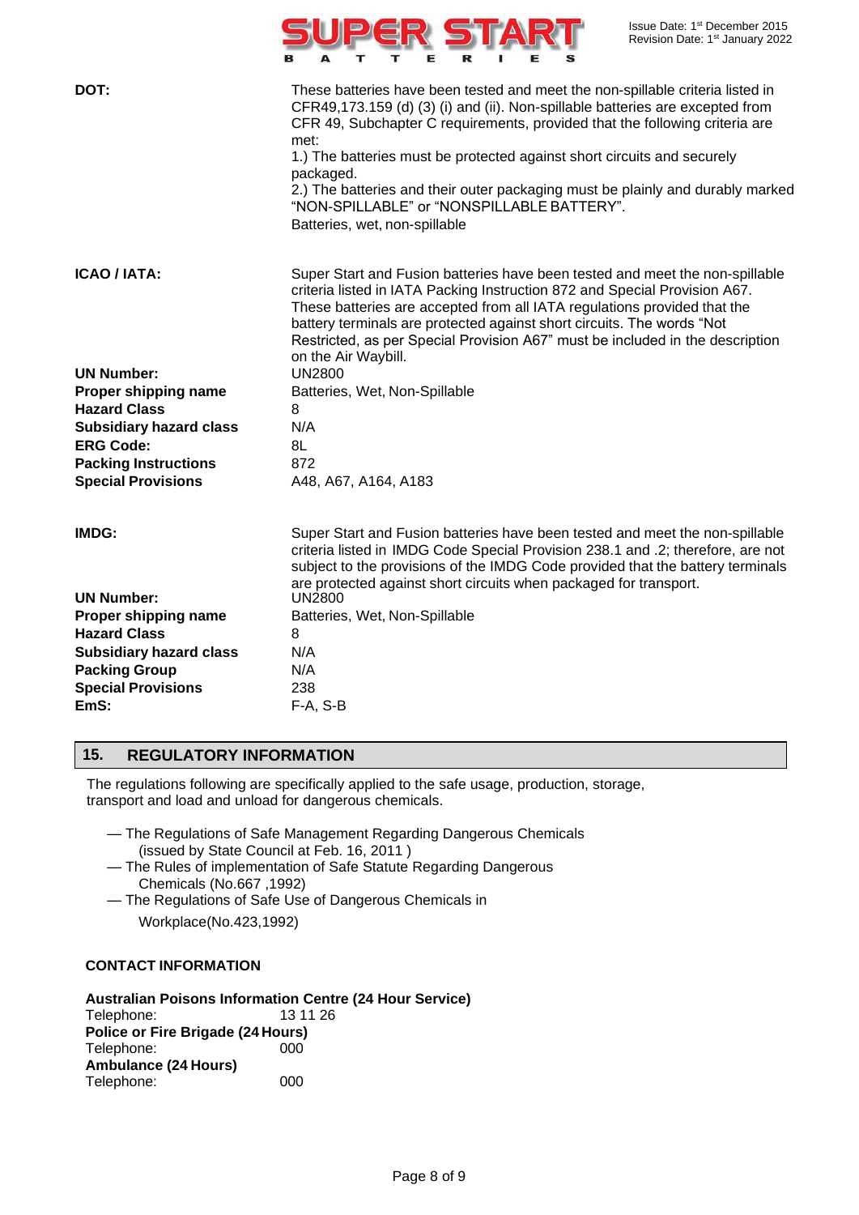**DOT:**

These batteries have been tested and meet the non-spillable criteria listed in CFR49,173.159 (d) (3) (i) and (ii). Non-spillable batteries are excepted from CFR 49, Subchapter C requirements, provided that the following criteria are met:

1.) The batteries must be protected against short circuits and securely packaged.

2.) The batteries and their outer packaging must be plainly and durably marked "NON-SPILLABLE" or "NONSPILLABLE BATTERY".

Batteries, wet, non-spillable

**ICAO / IATA:**

Super Start and Fusion batteries have been tested and meet the non-spillable criteria listed in IATA Packing Instruction 872 and Special Provision A67. These batteries are accepted from all IATA regulations provided that the battery terminals are protected against short circuits. The words "Not Restricted, as per Special Provision A67" must be included in the description on the Air Waybill.

| | |
|---|---|
| **UN Number:** | UN2800 |
| **Proper shipping name** | Batteries, Wet, Non-Spillable |
| **Hazard Class** | 8 |
| **Subsidiary hazard class** | N/A |
| **ERG Code:** | 8L |
| **Packing Instructions** | 872 |
| **Special Provisions** | A48, A67, A164, A183 |

**IMDG:**

Super Start and Fusion batteries have been tested and meet the non-spillable criteria listed in IMDG Code Special Provision 238.1 and .2; therefore, are not subject to the provisions of the IMDG Code provided that the battery terminals are protected against short circuits when packaged for transport.

| | |
|---|---|
| **UN Number:** | UN2800 |
| **Proper shipping name** | Batteries, Wet, Non-Spillable |
| **Hazard Class** | 8 |
| **Subsidiary hazard class** | N/A |
| **Packing Group** | N/A |
| **Special Provisions** | 238 |
| **EmS:** | F-A, S-B |

## 15. REGULATORY INFORMATION

The regulations following are specifically applied to the safe usage, production, storage, transport and load and unload for dangerous chemicals.

- — The Regulations of Safe Management Regarding Dangerous Chemicals (issued by State Council at Feb. 16, 2011 )
- — The Rules of implementation of Safe Statute Regarding Dangerous Chemicals (No.667 ,1992)
- — The Regulations of Safe Use of Dangerous Chemicals in Workplace(No.423,1992)

### CONTACT INFORMATION

**Australian Poisons Information Centre (24 Hour Service)**
Telephone: 13 11 26

**Police or Fire Brigade (24 Hours)**
Telephone: 000

**Ambulance (24 Hours)**
Telephone: 000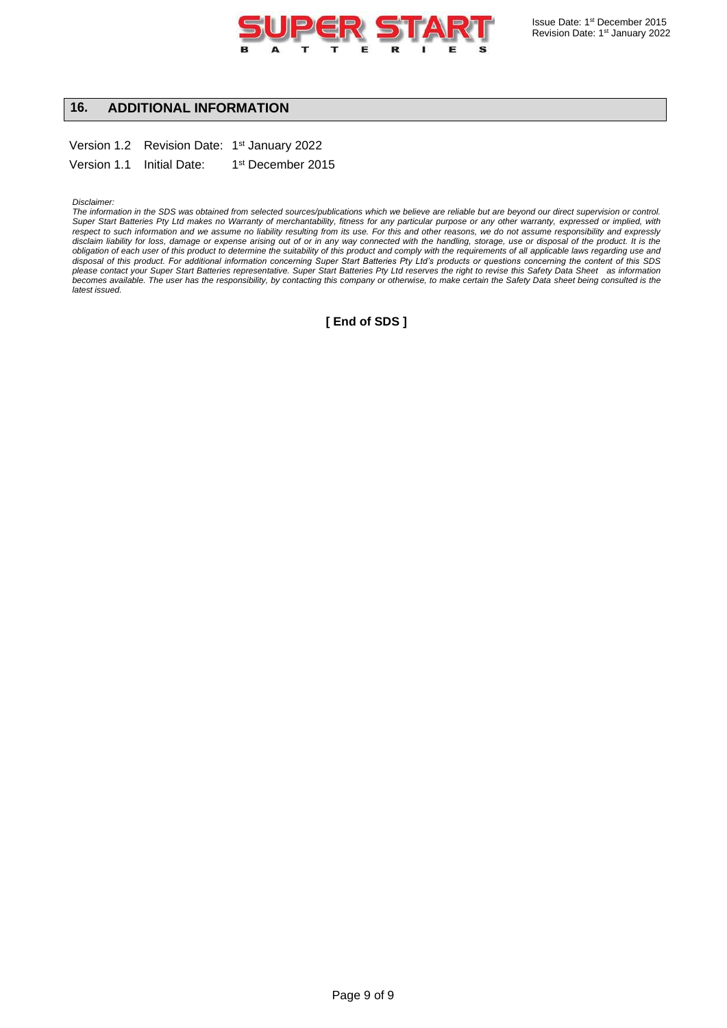## 16. ADDITIONAL INFORMATION

Version 1.2 Revision Date: 1st January 2022

Version 1.1 Initial Date: 1st December 2015

*Disclaimer:*

*The information in the SDS was obtained from selected sources/publications which we believe are reliable but are beyond our direct supervision or control. Super Start Batteries Pty Ltd makes no Warranty of merchantability, fitness for any particular purpose or any other warranty, expressed or implied, with respect to such information and we assume no liability resulting from its use. For this and other reasons, we do not assume responsibility and expressly disclaim liability for loss, damage or expense arising out of or in any way connected with the handling, storage, use or disposal of the product. It is the obligation of each user of this product to determine the suitability of this product and comply with the requirements of all applicable laws regarding use and disposal of this product. For additional information concerning Super Start Batteries Pty Ltd's products or questions concerning the content of this SDS please contact your Super Start Batteries representative. Super Start Batteries Pty Ltd reserves the right to revise this Safety Data Sheet as information becomes available. The user has the responsibility, by contacting this company or otherwise, to make certain the Safety Data sheet being consulted is the latest issued.*

**[ End of SDS ]**